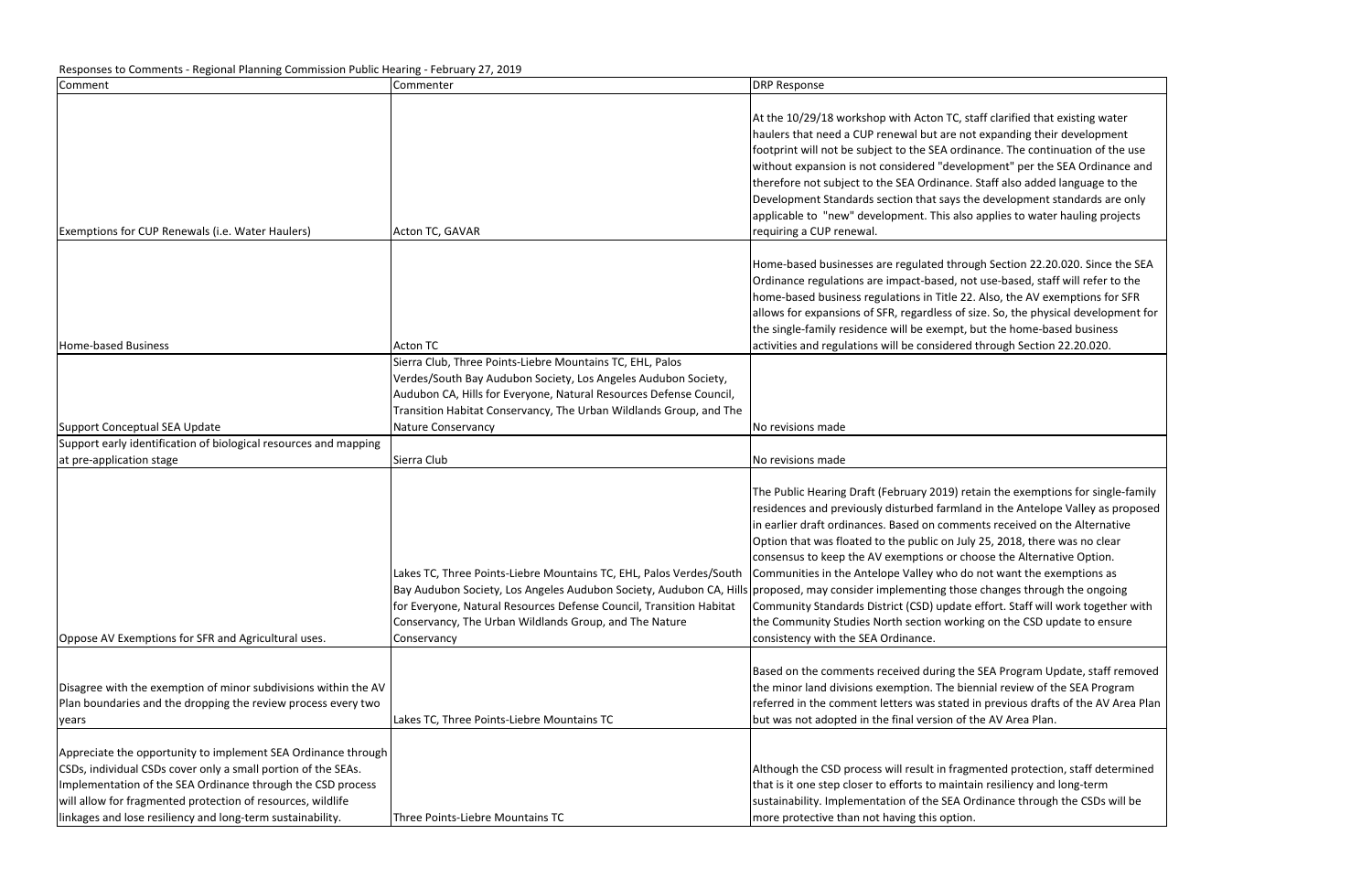Responses to Comments - Regional Planning Commission Public Hearing - February 27, 2019

| Comment | Commenter | DRP Response |
|---|---|---|
| Exemptions for CUP Renewals (i.e. Water Haulers) | Acton TC, GAVAR | At the 10/29/18 workshop with Acton TC, staff clarified that existing water haulers that need a CUP renewal but are not expanding their development footprint will not be subject to the SEA ordinance. The continuation of the use without expansion is not considered "development" per the SEA Ordinance and therefore not subject to the SEA Ordinance. Staff also added language to the Development Standards section that says the development standards are only applicable to "new" development. This also applies to water hauling projects requiring a CUP renewal. |
| Home-based Business | Acton TC | Home-based businesses are regulated through Section 22.20.020. Since the SEA Ordinance regulations are impact-based, not use-based, staff will refer to the home-based business regulations in Title 22. Also, the AV exemptions for SFR allows for expansions of SFR, regardless of size. So, the physical development for the single-family residence will be exempt, but the home-based business activities and regulations will be considered through Section 22.20.020. |
| Support Conceptual SEA Update | Sierra Club, Three Points-Liebre Mountains TC, EHL, Palos Verdes/South Bay Audubon Society, Los Angeles Audubon Society, Audubon CA, Hills for Everyone, Natural Resources Defense Council, Transition Habitat Conservancy, The Urban Wildlands Group, and The Nature Conservancy | No revisions made |
| Support early identification of biological resources and mapping at pre-application stage | Sierra Club | No revisions made |
| Oppose AV Exemptions for SFR and Agricultural uses. | Lakes TC, Three Points-Liebre Mountains TC, EHL, Palos Verdes/South Bay Audubon Society, Los Angeles Audubon Society, Audubon CA, Hills for Everyone, Natural Resources Defense Council, Transition Habitat Conservancy, The Urban Wildlands Group, and The Nature Conservancy | The Public Hearing Draft (February 2019) retain the exemptions for single-family residences and previously disturbed farmland in the Antelope Valley as proposed in earlier draft ordinances. Based on comments received on the Alternative Option that was floated to the public on July 25, 2018, there was no clear consensus to keep the AV exemptions or choose the Alternative Option. Communities in the Antelope Valley who do not want the exemptions as proposed, may consider implementing those changes through the ongoing Community Standards District (CSD) update effort. Staff will work together with the Community Studies North section working on the CSD update to ensure consistency with the SEA Ordinance. |
| Disagree with the exemption of minor subdivisions within the AV Plan boundaries and the dropping the review process every two years | Lakes TC, Three Points-Liebre Mountains TC | Based on the comments received during the SEA Program Update, staff removed the minor land divisions exemption. The biennial review of the SEA Program referred in the comment letters was stated in previous drafts of the AV Area Plan but was not adopted in the final version of the AV Area Plan. |
| Appreciate the opportunity to implement SEA Ordinance through CSDs, individual CSDs cover only a small portion of the SEAs. Implementation of the SEA Ordinance through the CSD process will allow for fragmented protection of resources, wildlife linkages and lose resiliency and long-term sustainability. | Three Points-Liebre Mountains TC | Although the CSD process will result in fragmented protection, staff determined that is it one step closer to efforts to maintain resiliency and long-term sustainability. Implementation of the SEA Ordinance through the CSDs will be more protective than not having this option. |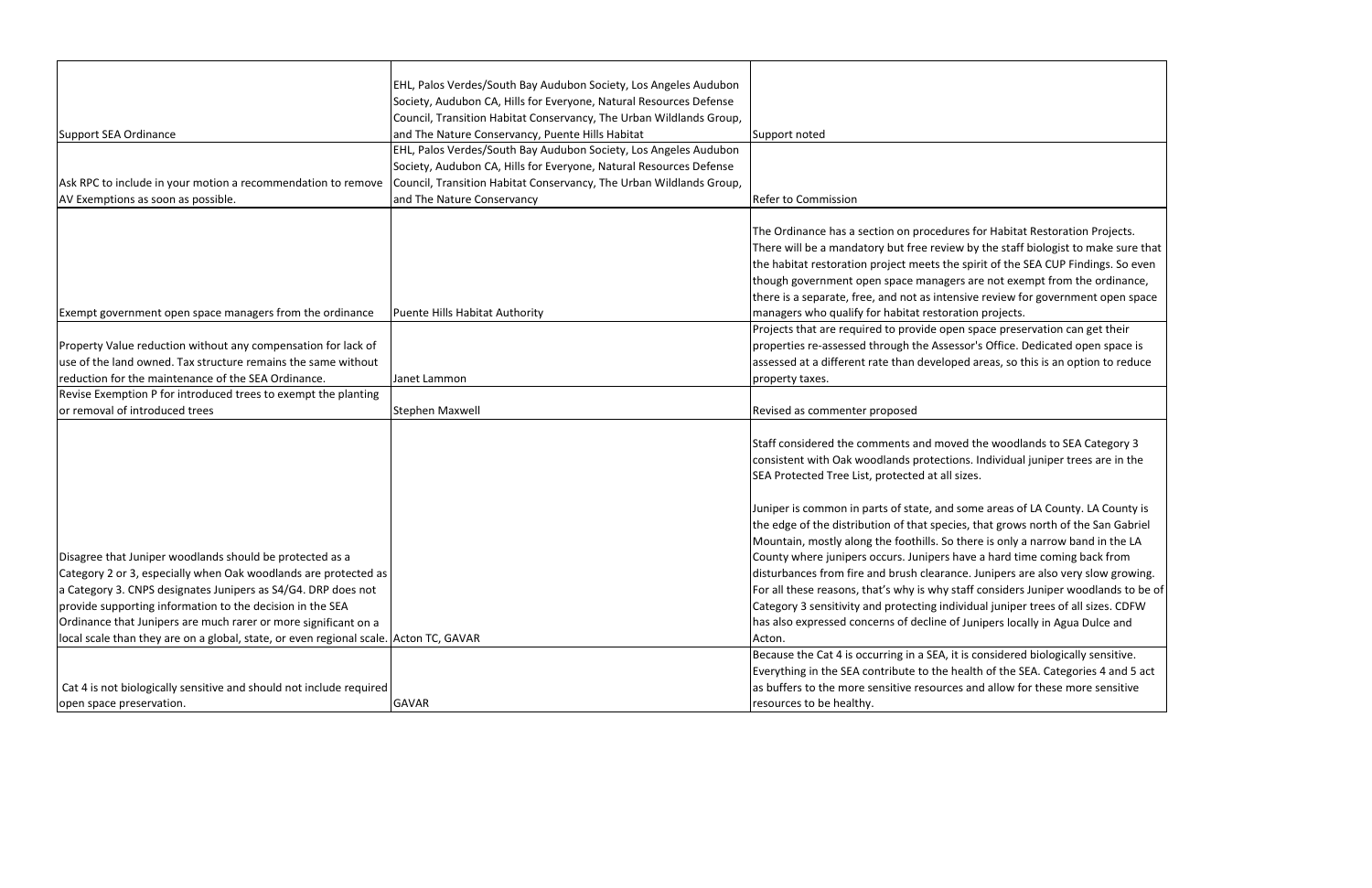| | | |
|---|---|---|
| Support SEA Ordinance | EHL, Palos Verdes/South Bay Audubon Society, Los Angeles Audubon Society, Audubon CA, Hills for Everyone, Natural Resources Defense Council, Transition Habitat Conservancy, The Urban Wildlands Group, and The Nature Conservancy, Puente Hills Habitat | Support noted |
| Ask RPC to include in your motion a recommendation to remove AV Exemptions as soon as possible. | EHL, Palos Verdes/South Bay Audubon Society, Los Angeles Audubon Society, Audubon CA, Hills for Everyone, Natural Resources Defense Council, Transition Habitat Conservancy, The Urban Wildlands Group, and The Nature Conservancy | Refer to Commission |
| Exempt government open space managers from the ordinance | Puente Hills Habitat Authority | The Ordinance has a section on procedures for Habitat Restoration Projects. There will be a mandatory but free review by the staff biologist to make sure that the habitat restoration project meets the spirit of the SEA CUP Findings. So even though government open space managers are not exempt from the ordinance, there is a separate, free, and not as intensive review for government open space managers who qualify for habitat restoration projects. |
| Property Value reduction without any compensation for lack of use of the land owned. Tax structure remains the same without reduction for the maintenance of the SEA Ordinance. | Janet Lammon | Projects that are required to provide open space preservation can get their properties re-assessed through the Assessor's Office. Dedicated open space is assessed at a different rate than developed areas, so this is an option to reduce property taxes. |
| Revise Exemption P for introduced trees to exempt the planting or removal of introduced trees | Stephen Maxwell | Revised as commenter proposed |
| Disagree that Juniper woodlands should be protected as a Category 2 or 3, especially when Oak woodlands are protected as a Category 3. CNPS designates Junipers as S4/G4. DRP does not provide supporting information to the decision in the SEA Ordinance that Junipers are much rarer or more significant on a local scale than they are on a global, state, or even regional scale. | Acton TC, GAVAR | Staff considered the comments and moved the woodlands to SEA Category 3 consistent with Oak woodlands protections. Individual juniper trees are in the SEA Protected Tree List, protected at all sizes.<br><br>Juniper is common in parts of state, and some areas of LA County. LA County is the edge of the distribution of that species, that grows north of the San Gabriel Mountain, mostly along the foothills. So there is only a narrow band in the LA County where junipers occurs. Junipers have a hard time coming back from disturbances from fire and brush clearance. Junipers are also very slow growing. For all these reasons, that's why is why staff considers Juniper woodlands to be of Category 3 sensitivity and protecting individual juniper trees of all sizes. CDFW has also expressed concerns of decline of Junipers locally in Agua Dulce and Acton. |
| Cat 4 is not biologically sensitive and should not include required open space preservation. | GAVAR | Because the Cat 4 is occurring in a SEA, it is considered biologically sensitive. Everything in the SEA contribute to the health of the SEA. Categories 4 and 5 act as buffers to the more sensitive resources and allow for these more sensitive resources to be healthy. |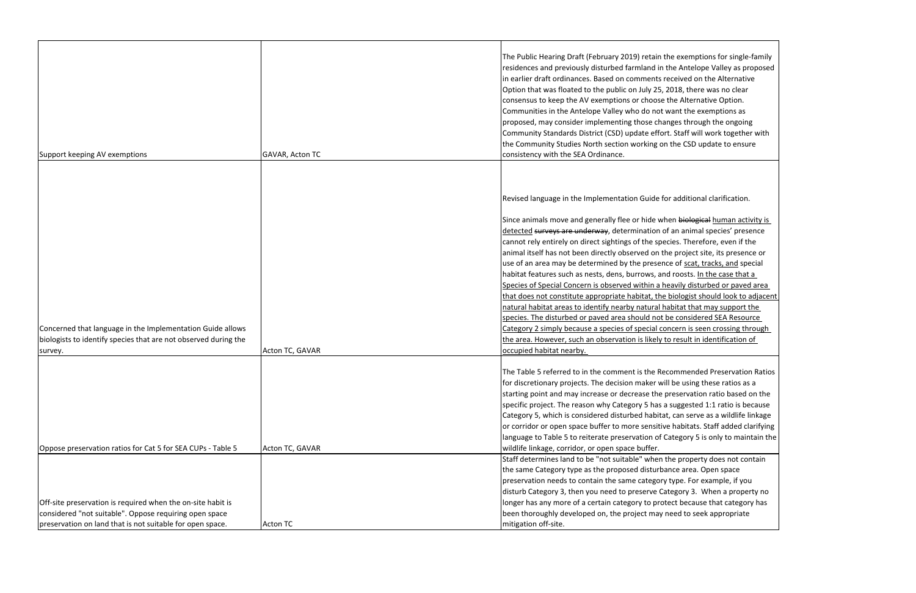| | | |
|---|---|---|
| Support keeping AV exemptions | GAVAR, Acton TC | The Public Hearing Draft (February 2019) retain the exemptions for single-family residences and previously disturbed farmland in the Antelope Valley as proposed in earlier draft ordinances. Based on comments received on the Alternative Option that was floated to the public on July 25, 2018, there was no clear consensus to keep the AV exemptions or choose the Alternative Option. Communities in the Antelope Valley who do not want the exemptions as proposed, may consider implementing those changes through the ongoing Community Standards District (CSD) update effort. Staff will work together with the Community Studies North section working on the CSD update to ensure consistency with the SEA Ordinance. |
| Concerned that language in the Implementation Guide allows biologists to identify species that are not observed during the survey. | Acton TC, GAVAR | Revised language in the Implementation Guide for additional clarification.<br><br>Since animals move and generally flee or hide when ~~biological~~ <u>human activity is detected</u> ~~surveys are underway~~, determination of an animal species' presence cannot rely entirely on direct sightings of the species. Therefore, even if the animal itself has not been directly observed on the project site, its presence or use of an area may be determined by the presence of <u>scat, tracks, and</u> special habitat features such as nests, dens, burrows, and roosts. <u>In the case that a Species of Special Concern is observed within a heavily disturbed or paved area that does not constitute appropriate habitat, the biologist should look to adjacent natural habitat areas to identify nearby natural habitat that may support the species. The disturbed or paved area should not be considered SEA Resource Category 2 simply because a species of special concern is seen crossing through the area. However, such an observation is likely to result in identification of occupied habitat nearby.</u> |
| Oppose preservation ratios for Cat 5 for SEA CUPs - Table 5 | Acton TC, GAVAR | The Table 5 referred to in the comment is the Recommended Preservation Ratios for discretionary projects. The decision maker will be using these ratios as a starting point and may increase or decrease the preservation ratio based on the specific project. The reason why Category 5 has a suggested 1:1 ratio is because Category 5, which is considered disturbed habitat, can serve as a wildlife linkage or corridor or open space buffer to more sensitive habitats. Staff added clarifying language to Table 5 to reiterate preservation of Category 5 is only to maintain the wildlife linkage, corridor, or open space buffer. |
| Off-site preservation is required when the on-site habit is considered "not suitable". Oppose requiring open space preservation on land that is not suitable for open space. | Acton TC | Staff determines land to be "not suitable" when the property does not contain the same Category type as the proposed disturbance area. Open space preservation needs to contain the same category type. For example, if you disturb Category 3, then you need to preserve Category 3. When a property no longer has any more of a certain category to protect because that category has been thoroughly developed on, the project may need to seek appropriate mitigation off-site. |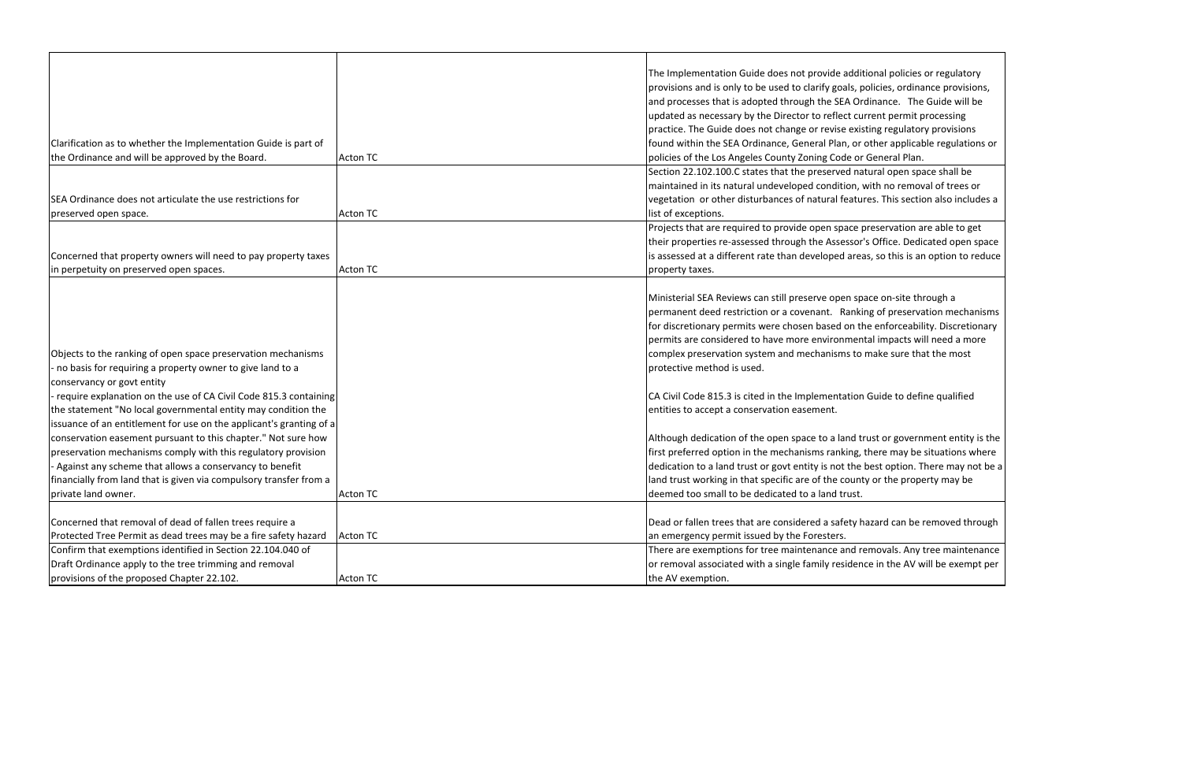| | | |
|---|---|---|
| Clarification as to whether the Implementation Guide is part of the Ordinance and will be approved by the Board. | Acton TC | The Implementation Guide does not provide additional policies or regulatory provisions and is only to be used to clarify goals, policies, ordinance provisions, and processes that is adopted through the SEA Ordinance. The Guide will be updated as necessary by the Director to reflect current permit processing practice. The Guide does not change or revise existing regulatory provisions found within the SEA Ordinance, General Plan, or other applicable regulations or policies of the Los Angeles County Zoning Code or General Plan. |
| SEA Ordinance does not articulate the use restrictions for preserved open space. | Acton TC | Section 22.102.100.C states that the preserved natural open space shall be maintained in its natural undeveloped condition, with no removal of trees or vegetation or other disturbances of natural features. This section also includes a list of exceptions. |
| Concerned that property owners will need to pay property taxes in perpetuity on preserved open spaces. | Acton TC | Projects that are required to provide open space preservation are able to get their properties re-assessed through the Assessor's Office. Dedicated open space is assessed at a different rate than developed areas, so this is an option to reduce property taxes. |
| Objects to the ranking of open space preservation mechanisms<br>- no basis for requiring a property owner to give land to a conservancy or govt entity<br>- require explanation on the use of CA Civil Code 815.3 containing the statement "No local governmental entity may condition the issuance of an entitlement for use on the applicant's granting of a conservation easement pursuant to this chapter." Not sure how preservation mechanisms comply with this regulatory provision<br>- Against any scheme that allows a conservancy to benefit financially from land that is given via compulsory transfer from a private land owner. | Acton TC | Ministerial SEA Reviews can still preserve open space on-site through a permanent deed restriction or a covenant. Ranking of preservation mechanisms for discretionary permits were chosen based on the enforceability. Discretionary permits are considered to have more environmental impacts will need a more complex preservation system and mechanisms to make sure that the most protective method is used.<br><br>CA Civil Code 815.3 is cited in the Implementation Guide to define qualified entities to accept a conservation easement.<br><br>Although dedication of the open space to a land trust or government entity is the first preferred option in the mechanisms ranking, there may be situations where dedication to a land trust or govt entity is not the best option. There may not be a land trust working in that specific are of the county or the property may be deemed too small to be dedicated to a land trust. |
| Concerned that removal of dead of fallen trees require a Protected Tree Permit as dead trees may be a fire safety hazard | Acton TC | Dead or fallen trees that are considered a safety hazard can be removed through an emergency permit issued by the Foresters. |
| Confirm that exemptions identified in Section 22.104.040 of Draft Ordinance apply to the tree trimming and removal provisions of the proposed Chapter 22.102. | Acton TC | There are exemptions for tree maintenance and removals. Any tree maintenance or removal associated with a single family residence in the AV will be exempt per the AV exemption. |